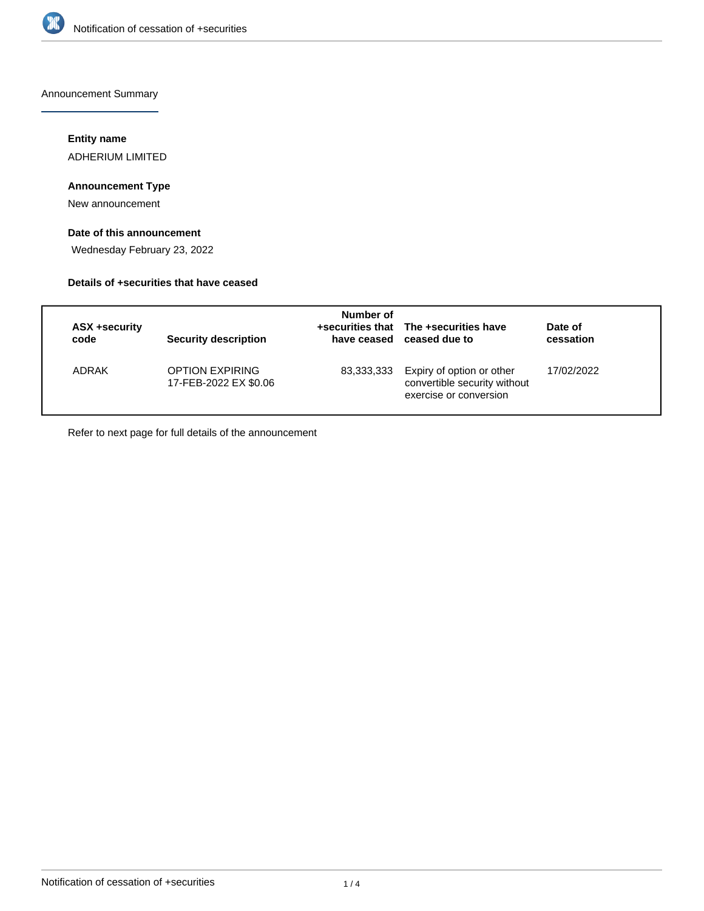Announcement Summary

**Entity name**

ADHERIUM LIMITED

**Announcement Type**

New announcement

**Date of this announcement**

Wednesday February 23, 2022

**Details of +securities that have ceased**

| ASX +security code | Security description | Number of +securities that have ceased | The +securities have ceased due to | Date of cessation |
|---|---|---|---|---|
| ADRAK | OPTION EXPIRING 17-FEB-2022 EX $0.06 | 83,333,333 | Expiry of option or other convertible security without exercise or conversion | 17/02/2022 |

Refer to next page for full details of the announcement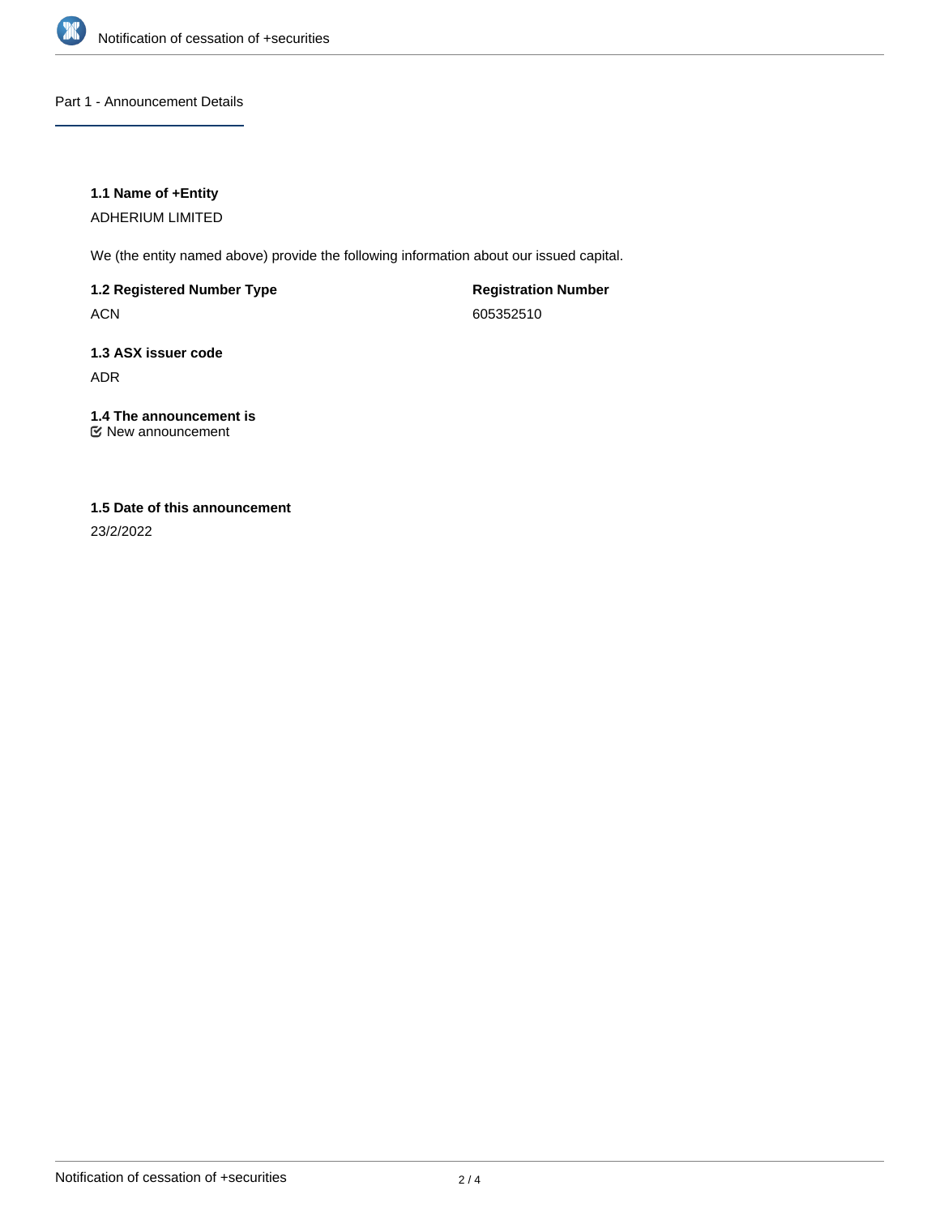## Part 1 - Announcement Details

### 1.1 Name of +Entity

ADHERIUM LIMITED

We (the entity named above) provide the following information about our issued capital.

| 1.2 Registered Number Type | Registration Number |
| --- | --- |
| ACN | 605352510 |

### 1.3 ASX issuer code

ADR

### 1.4 The announcement is

☑ New announcement

### 1.5 Date of this announcement

23/2/2022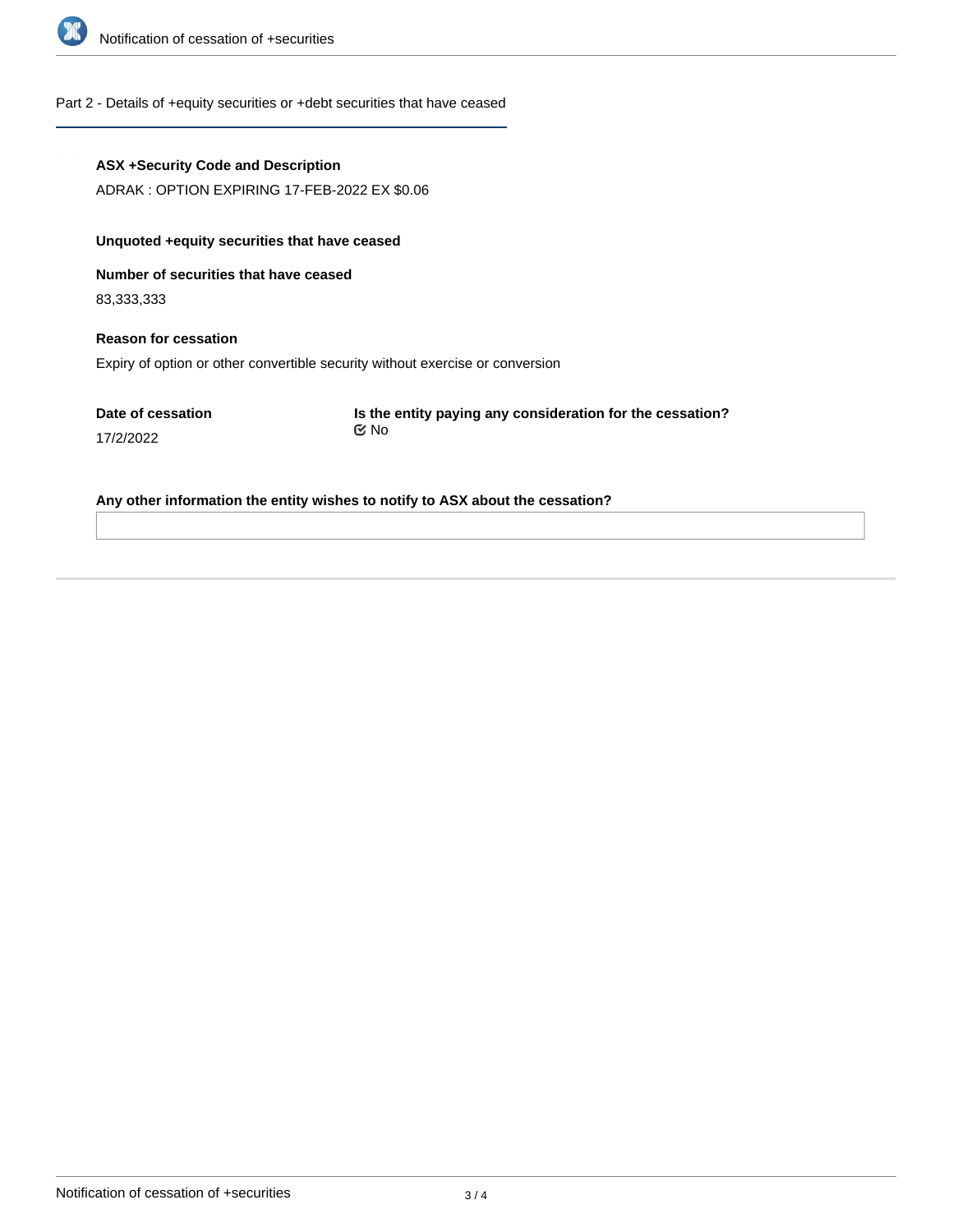## Part 2 - Details of +equity securities or +debt securities that have ceased

**ASX +Security Code and Description**

ADRAK : OPTION EXPIRING 17-FEB-2022 EX $0.06

**Unquoted +equity securities that have ceased**

**Number of securities that have ceased**

83,333,333

**Reason for cessation**

Expiry of option or other convertible security without exercise or conversion

**Date of cessation**

17/2/2022

**Is the entity paying any consideration for the cessation?**

☑ No

**Any other information the entity wishes to notify to ASX about the cessation?**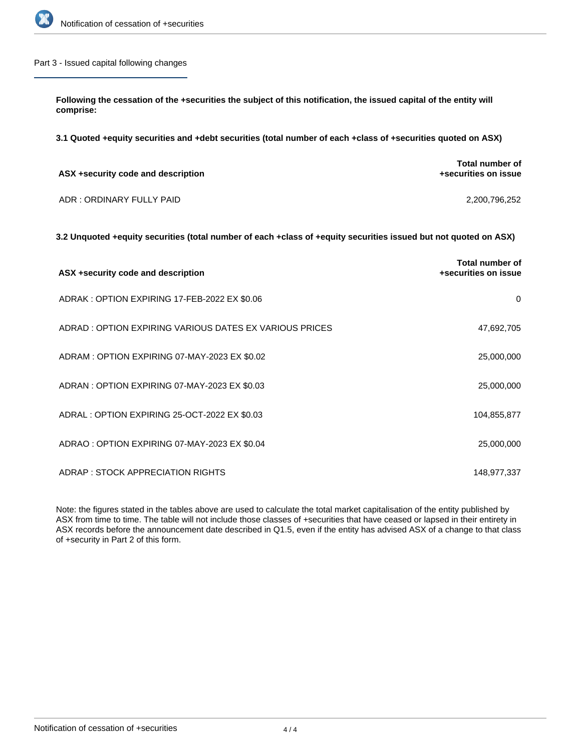## Part 3 - Issued capital following changes

**Following the cessation of the +securities the subject of this notification, the issued capital of the entity will comprise:**

**3.1 Quoted +equity securities and +debt securities (total number of each +class of +securities quoted on ASX)**

| ASX +security code and description | Total number of +securities on issue |
|---|---|
| ADR : ORDINARY FULLY PAID | 2,200,796,252 |

**3.2 Unquoted +equity securities (total number of each +class of +equity securities issued but not quoted on ASX)**

| ASX +security code and description | Total number of +securities on issue |
|---|---|
| ADRAK : OPTION EXPIRING 17-FEB-2022 EX $0.06 | 0 |
| ADRAD : OPTION EXPIRING VARIOUS DATES EX VARIOUS PRICES | 47,692,705 |
| ADRAM : OPTION EXPIRING 07-MAY-2023 EX $0.02 | 25,000,000 |
| ADRAN : OPTION EXPIRING 07-MAY-2023 EX $0.03 | 25,000,000 |
| ADRAL : OPTION EXPIRING 25-OCT-2022 EX $0.03 | 104,855,877 |
| ADRAO : OPTION EXPIRING 07-MAY-2023 EX $0.04 | 25,000,000 |
| ADRAP : STOCK APPRECIATION RIGHTS | 148,977,337 |

Note: the figures stated in the tables above are used to calculate the total market capitalisation of the entity published by ASX from time to time. The table will not include those classes of +securities that have ceased or lapsed in their entirety in ASX records before the announcement date described in Q1.5, even if the entity has advised ASX of a change to that class of +security in Part 2 of this form.